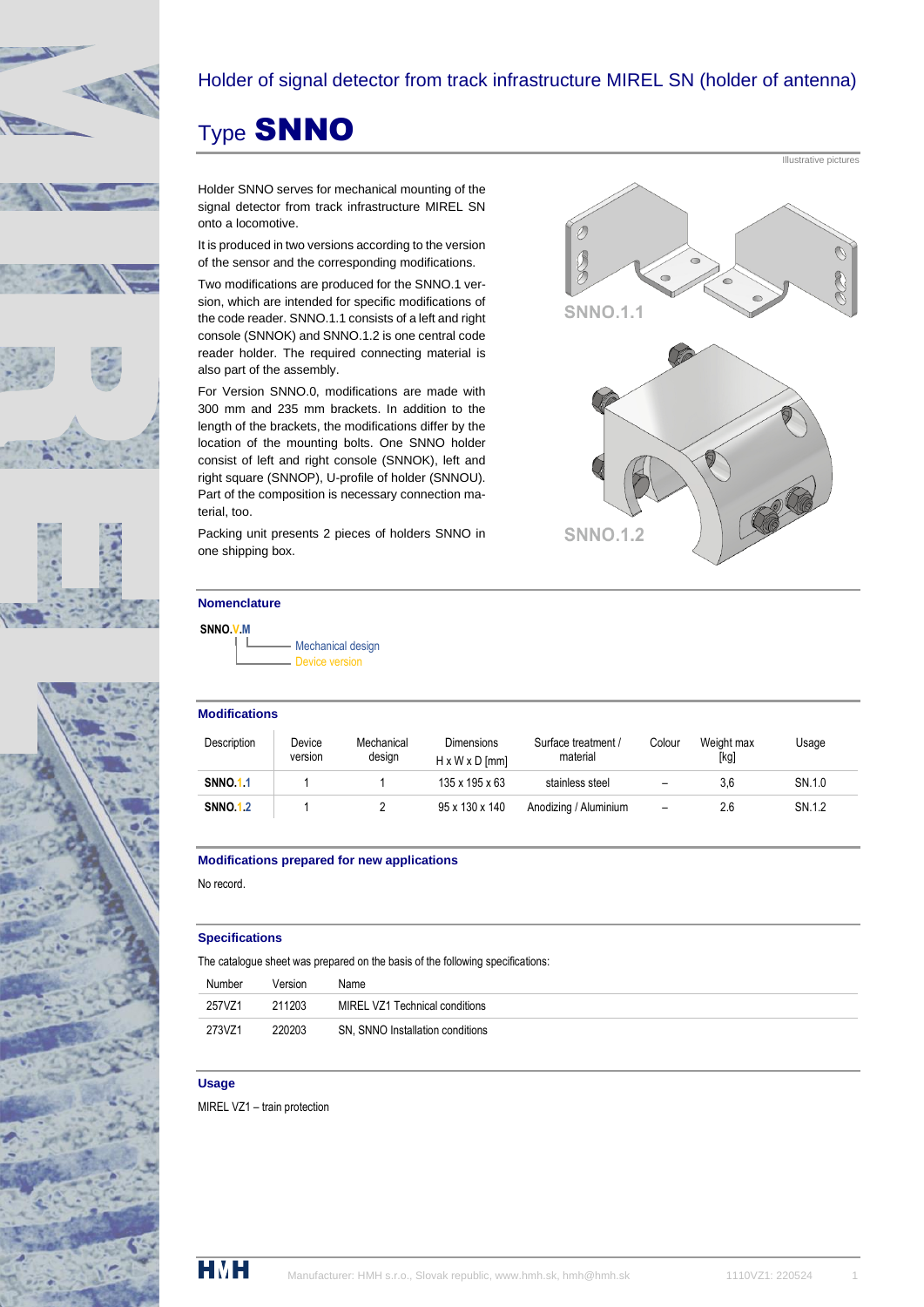# Holder of signal detector from track infrastructure MIREL SN (holder of antenna)

# Type **SNNO**

Illustrative pictures

Holder SNNO serves for mechanical mounting of the signal detector from track infrastructure MIREL SN onto a locomotive.

It is produced in two versions according to the version of the sensor and the corresponding modifications.

Two modifications are produced for the SNNO.1 version, which are intended for specific modifications of the code reader. SNNO.1.1 consists of a left and right console (SNNOK) and SNNO.1.2 is one central code reader holder. The required connecting material is also part of the assembly.

For Version SNNO.0, modifications are made with 300 mm and 235 mm brackets. In addition to the length of the brackets, the modifications differ by the location of the mounting bolts. One SNNO holder consist of left and right console (SNNOK), left and right square (SNNOP), U-profile of holder (SNNOU). Part of the composition is necessary connection material, too.

Packing unit presents 2 pieces of holders SNNO in one shipping box.

SNNO.1.1

SNNO.1.2

## Nomenclature

**SNNO.V.M**

- M – Mechanical design
- V – Device version

## Modifications

| Description | Device version | Mechanical design | Dimensions H x W x D [mm] | Surface treatment / material | Colour | Weight max [kg] | Usage |
|---|---|---|---|---|---|---|---|
| **SNNO.1.1** | 1 | 1 | 135 x 195 x 63 | stainless steel | – | 3,6 | SN.1.0 |
| **SNNO.1.2** | 1 | 2 | 95 x 130 x 140 | Anodizing / Aluminium | – | 2.6 | SN.1.2 |

## Modifications prepared for new applications

No record.

## Specifications

The catalogue sheet was prepared on the basis of the following specifications:

| Number | Version | Name |
|---|---|---|
| 257VZ1 | 211203 | MIREL VZ1 Technical conditions |
| 273VZ1 | 220203 | SN, SNNO Installation conditions |

## Usage

MIREL VZ1 – train protection

Manufacturer: HMH s.r.o., Slovak republic, www.hmh.sk, hmh@hmh.sk 1110VZ1: 220524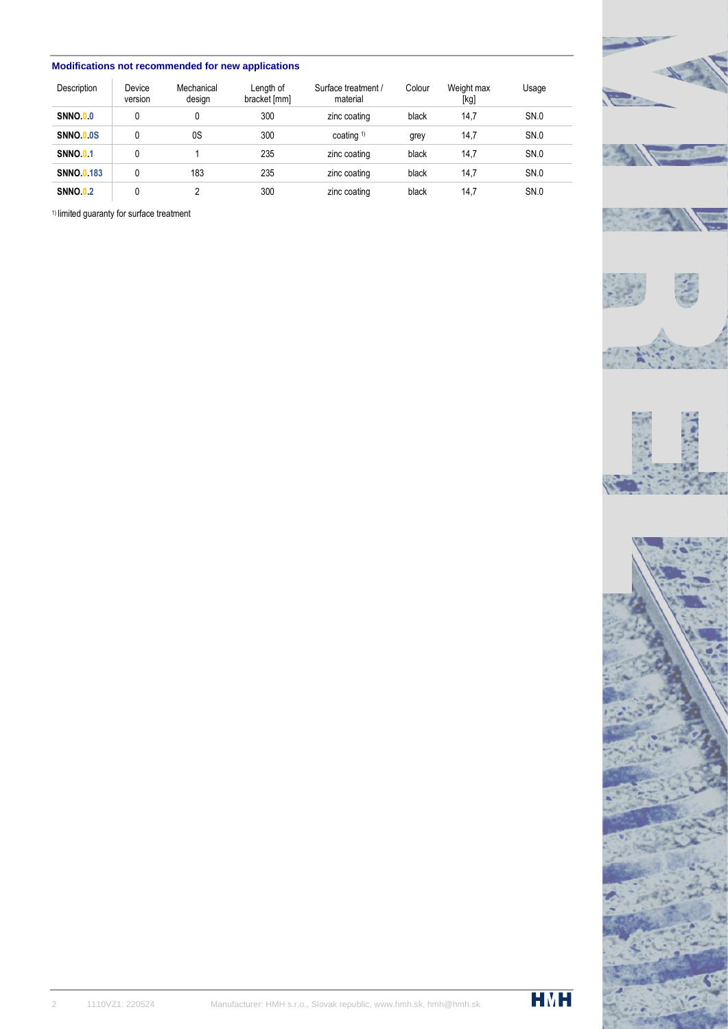## Modifications not recommended for new applications

| Description | Device version | Mechanical design | Length of bracket [mm] | Surface treatment / material | Colour | Weight max [kg] | Usage |
|---|---|---|---|---|---|---|---|
| **SNNO.0.0** | 0 | 0 | 300 | zinc coating | black | 14,7 | SN.0 |
| **SNNO.0.0S** | 0 | 0S | 300 | coating [1] | grey | 14,7 | SN.0 |
| **SNNO.0.1** | 0 | 1 | 235 | zinc coating | black | 14,7 | SN.0 |
| **SNNO.0.183** | 0 | 183 | 235 | zinc coating | black | 14,7 | SN.0 |
| **SNNO.0.2** | 0 | 2 | 300 | zinc coating | black | 14,7 | SN.0 |

[1] limited guaranty for surface treatment

1110VZ1: 220524 Manufacturer: HMH s.r.o., Slovak republic, www.hmh.sk, hmh@hmh.sk

HMH